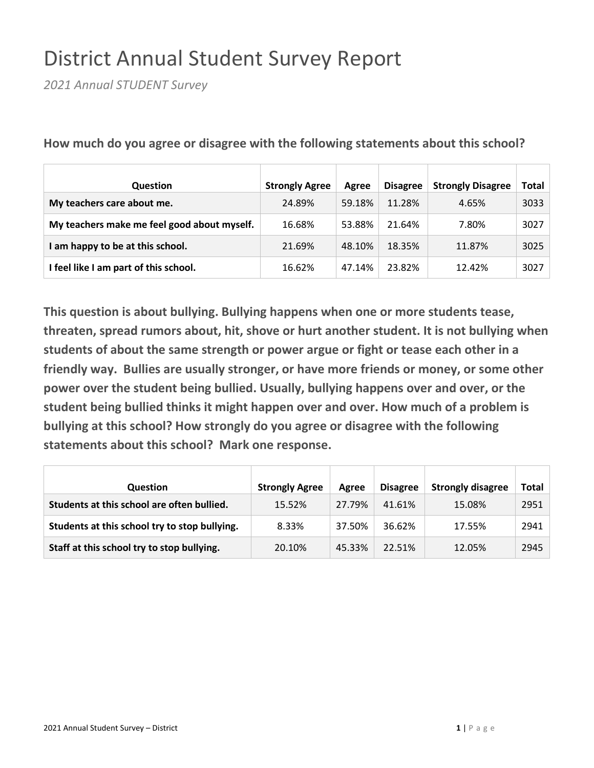# District Annual Student Survey Report

*2021 Annual STUDENT Survey*

**How much do you agree or disagree with the following statements about this school?**

| Question | Strongly Agree | Agree | Disagree | Strongly Disagree | Total |
|---|---|---|---|---|---|
| **My teachers care about me.** | 24.89% | 59.18% | 11.28% | 4.65% | 3033 |
| **My teachers make me feel good about myself.** | 16.68% | 53.88% | 21.64% | 7.80% | 3027 |
| **I am happy to be at this school.** | 21.69% | 48.10% | 18.35% | 11.87% | 3025 |
| **I feel like I am part of this school.** | 16.62% | 47.14% | 23.82% | 12.42% | 3027 |

**This question is about bullying. Bullying happens when one or more students tease, threaten, spread rumors about, hit, shove or hurt another student. It is not bullying when students of about the same strength or power argue or fight or tease each other in a friendly way. Bullies are usually stronger, or have more friends or money, or some other power over the student being bullied. Usually, bullying happens over and over, or the student being bullied thinks it might happen over and over. How much of a problem is bullying at this school? How strongly do you agree or disagree with the following statements about this school? Mark one response.**

| Question | Strongly Agree | Agree | Disagree | Strongly disagree | Total |
|---|---|---|---|---|---|
| **Students at this school are often bullied.** | 15.52% | 27.79% | 41.61% | 15.08% | 2951 |
| **Students at this school try to stop bullying.** | 8.33% | 37.50% | 36.62% | 17.55% | 2941 |
| **Staff at this school try to stop bullying.** | 20.10% | 45.33% | 22.51% | 12.05% | 2945 |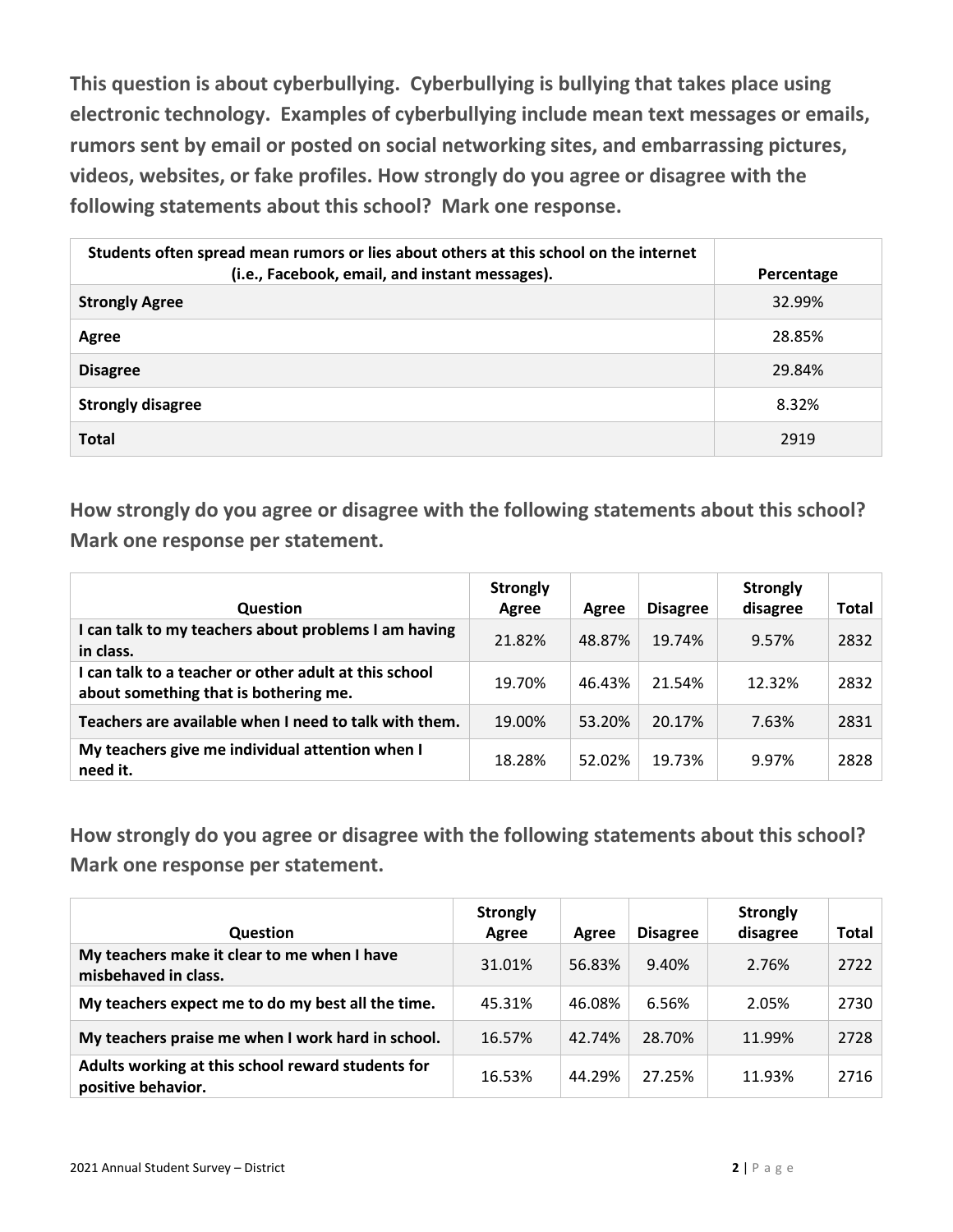**This question is about cyberbullying. Cyberbullying is bullying that takes place using electronic technology. Examples of cyberbullying include mean text messages or emails, rumors sent by email or posted on social networking sites, and embarrassing pictures, videos, websites, or fake profiles. How strongly do you agree or disagree with the following statements about this school? Mark one response.**

| Students often spread mean rumors or lies about others at this school on the internet (i.e., Facebook, email, and instant messages). | Percentage |
|---|---|
| **Strongly Agree** | 32.99% |
| **Agree** | 28.85% |
| **Disagree** | 29.84% |
| **Strongly disagree** | 8.32% |
| **Total** | 2919 |

**How strongly do you agree or disagree with the following statements about this school? Mark one response per statement.**

| Question | Strongly Agree | Agree | Disagree | Strongly disagree | Total |
|---|---|---|---|---|---|
| **I can talk to my teachers about problems I am having in class.** | 21.82% | 48.87% | 19.74% | 9.57% | 2832 |
| **I can talk to a teacher or other adult at this school about something that is bothering me.** | 19.70% | 46.43% | 21.54% | 12.32% | 2832 |
| **Teachers are available when I need to talk with them.** | 19.00% | 53.20% | 20.17% | 7.63% | 2831 |
| **My teachers give me individual attention when I need it.** | 18.28% | 52.02% | 19.73% | 9.97% | 2828 |

**How strongly do you agree or disagree with the following statements about this school? Mark one response per statement.**

| Question | Strongly Agree | Agree | Disagree | Strongly disagree | Total |
|---|---|---|---|---|---|
| **My teachers make it clear to me when I have misbehaved in class.** | 31.01% | 56.83% | 9.40% | 2.76% | 2722 |
| **My teachers expect me to do my best all the time.** | 45.31% | 46.08% | 6.56% | 2.05% | 2730 |
| **My teachers praise me when I work hard in school.** | 16.57% | 42.74% | 28.70% | 11.99% | 2728 |
| **Adults working at this school reward students for positive behavior.** | 16.53% | 44.29% | 27.25% | 11.93% | 2716 |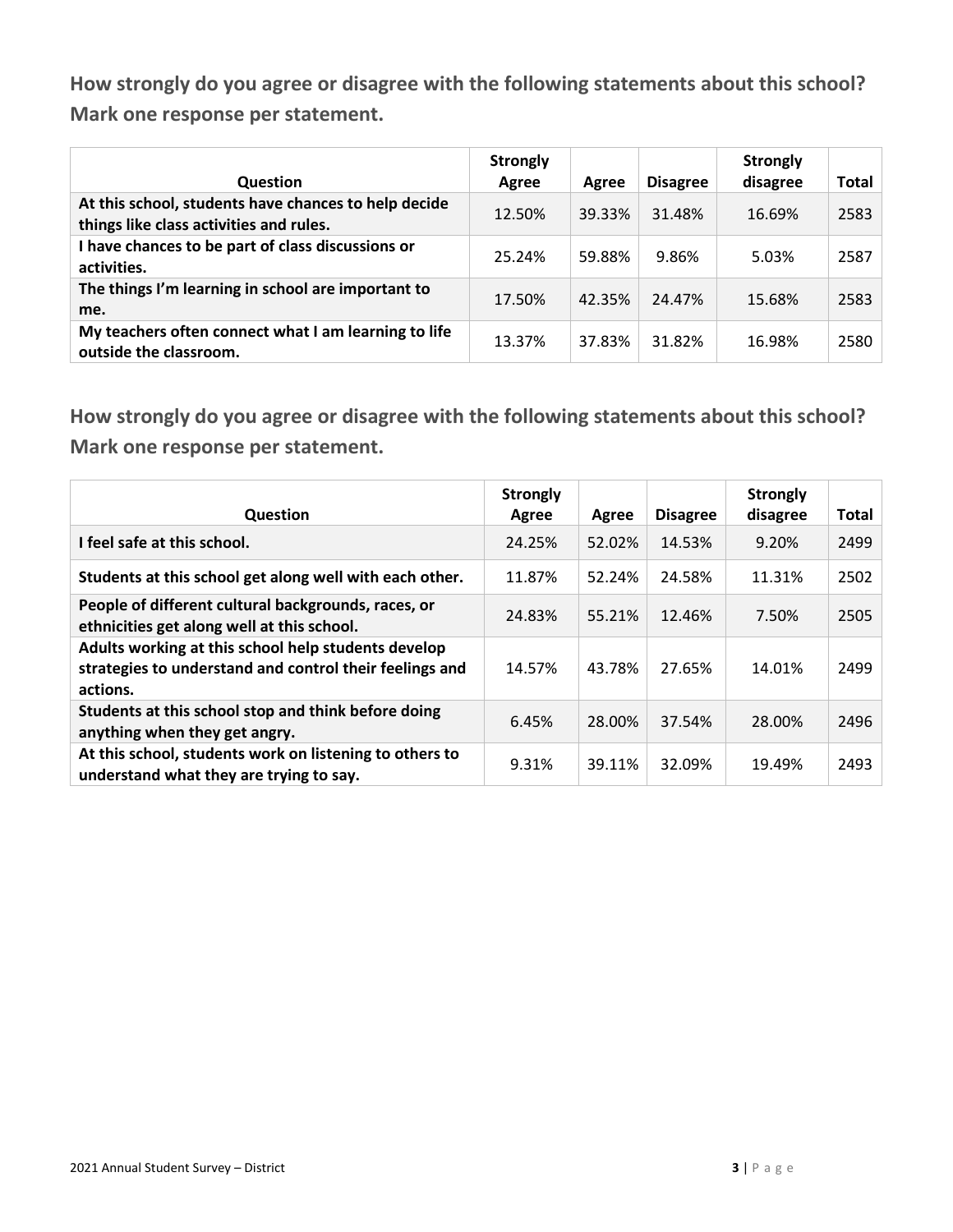**How strongly do you agree or disagree with the following statements about this school? Mark one response per statement.**

| Question | Strongly Agree | Agree | Disagree | Strongly disagree | Total |
|---|---|---|---|---|---|
| **At this school, students have chances to help decide things like class activities and rules.** | 12.50% | 39.33% | 31.48% | 16.69% | 2583 |
| **I have chances to be part of class discussions or activities.** | 25.24% | 59.88% | 9.86% | 5.03% | 2587 |
| **The things I'm learning in school are important to me.** | 17.50% | 42.35% | 24.47% | 15.68% | 2583 |
| **My teachers often connect what I am learning to life outside the classroom.** | 13.37% | 37.83% | 31.82% | 16.98% | 2580 |

**How strongly do you agree or disagree with the following statements about this school? Mark one response per statement.**

| Question | Strongly Agree | Agree | Disagree | Strongly disagree | Total |
|---|---|---|---|---|---|
| **I feel safe at this school.** | 24.25% | 52.02% | 14.53% | 9.20% | 2499 |
| **Students at this school get along well with each other.** | 11.87% | 52.24% | 24.58% | 11.31% | 2502 |
| **People of different cultural backgrounds, races, or ethnicities get along well at this school.** | 24.83% | 55.21% | 12.46% | 7.50% | 2505 |
| **Adults working at this school help students develop strategies to understand and control their feelings and actions.** | 14.57% | 43.78% | 27.65% | 14.01% | 2499 |
| **Students at this school stop and think before doing anything when they get angry.** | 6.45% | 28.00% | 37.54% | 28.00% | 2496 |
| **At this school, students work on listening to others to understand what they are trying to say.** | 9.31% | 39.11% | 32.09% | 19.49% | 2493 |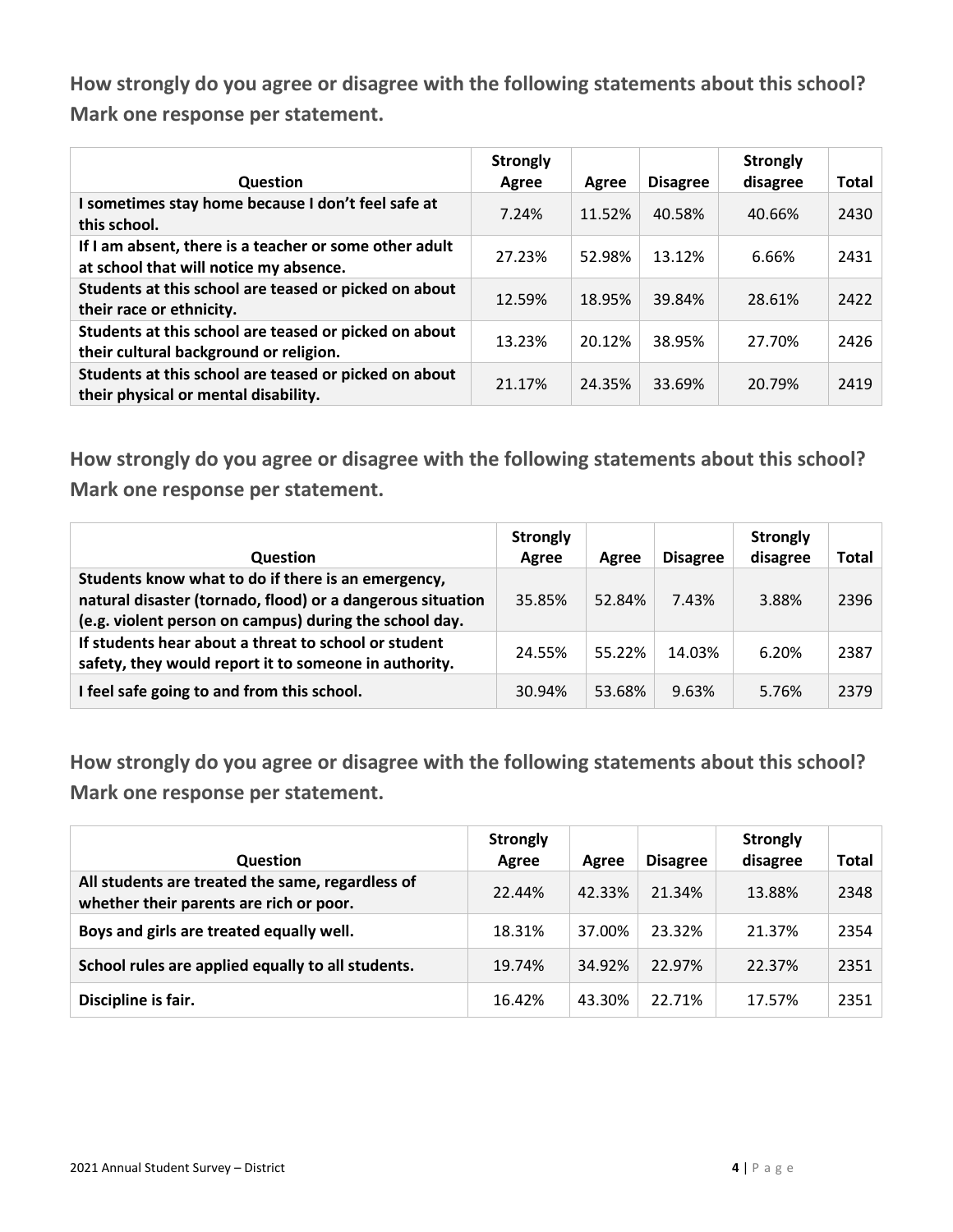**How strongly do you agree or disagree with the following statements about this school? Mark one response per statement.**

| Question | Strongly Agree | Agree | Disagree | Strongly disagree | Total |
|---|---|---|---|---|---|
| I sometimes stay home because I don't feel safe at this school. | 7.24% | 11.52% | 40.58% | 40.66% | 2430 |
| If I am absent, there is a teacher or some other adult at school that will notice my absence. | 27.23% | 52.98% | 13.12% | 6.66% | 2431 |
| Students at this school are teased or picked on about their race or ethnicity. | 12.59% | 18.95% | 39.84% | 28.61% | 2422 |
| Students at this school are teased or picked on about their cultural background or religion. | 13.23% | 20.12% | 38.95% | 27.70% | 2426 |
| Students at this school are teased or picked on about their physical or mental disability. | 21.17% | 24.35% | 33.69% | 20.79% | 2419 |

**How strongly do you agree or disagree with the following statements about this school? Mark one response per statement.**

| Question | Strongly Agree | Agree | Disagree | Strongly disagree | Total |
|---|---|---|---|---|---|
| Students know what to do if there is an emergency, natural disaster (tornado, flood) or a dangerous situation (e.g. violent person on campus) during the school day. | 35.85% | 52.84% | 7.43% | 3.88% | 2396 |
| If students hear about a threat to school or student safety, they would report it to someone in authority. | 24.55% | 55.22% | 14.03% | 6.20% | 2387 |
| I feel safe going to and from this school. | 30.94% | 53.68% | 9.63% | 5.76% | 2379 |

**How strongly do you agree or disagree with the following statements about this school? Mark one response per statement.**

| Question | Strongly Agree | Agree | Disagree | Strongly disagree | Total |
|---|---|---|---|---|---|
| All students are treated the same, regardless of whether their parents are rich or poor. | 22.44% | 42.33% | 21.34% | 13.88% | 2348 |
| Boys and girls are treated equally well. | 18.31% | 37.00% | 23.32% | 21.37% | 2354 |
| School rules are applied equally to all students. | 19.74% | 34.92% | 22.97% | 22.37% | 2351 |
| Discipline is fair. | 16.42% | 43.30% | 22.71% | 17.57% | 2351 |